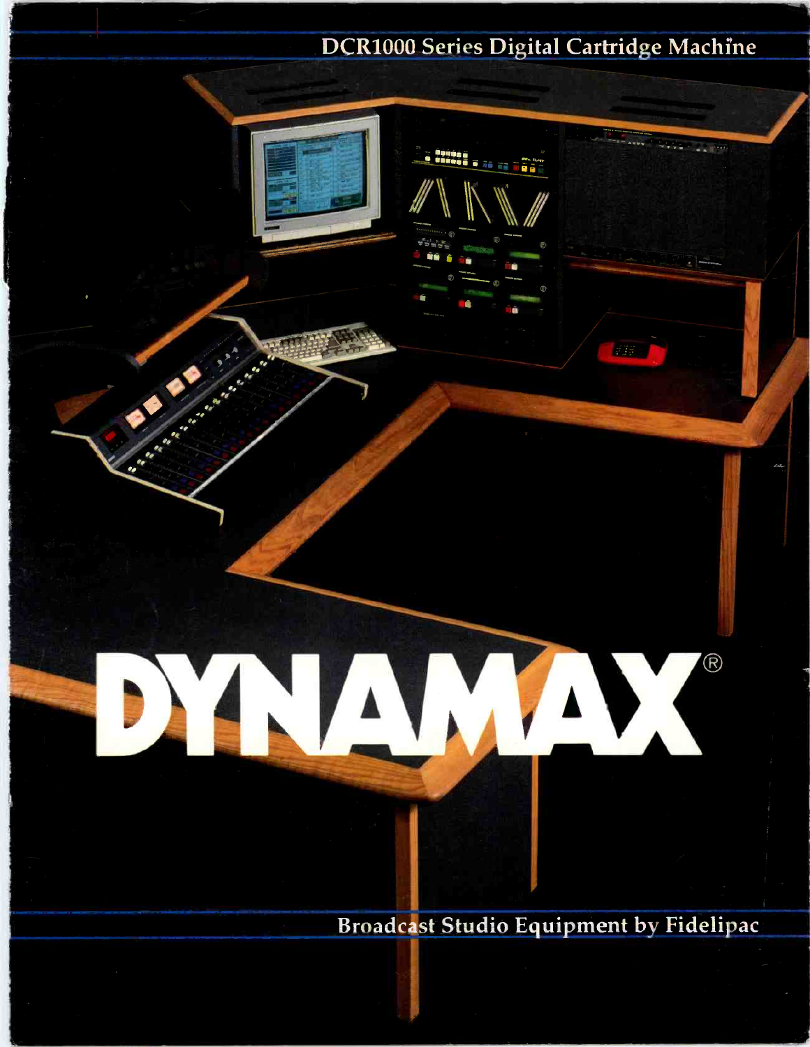DCR1000 Series Digital Cartridge Machine

# DYNAMAX®

Broadcast Studio Equipment by Fidelipac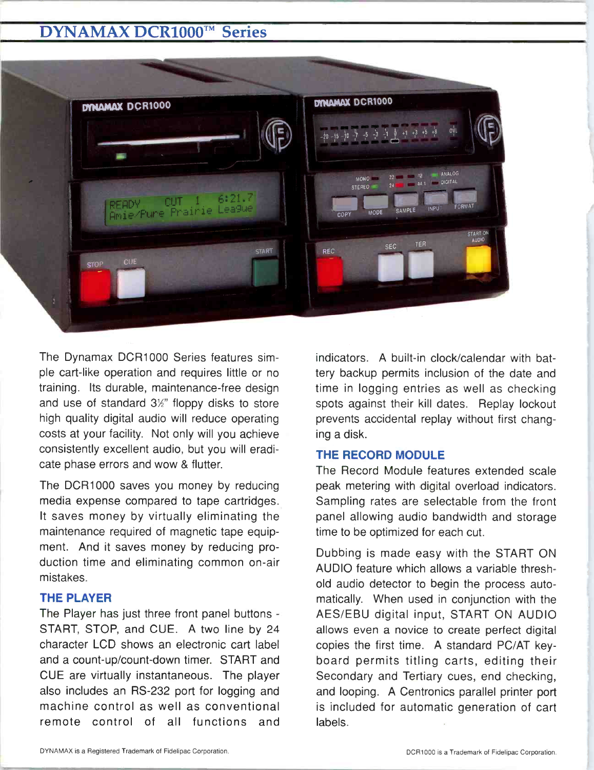# DYNAMAX DCR1000™ Series

The Dynamax DCR1000 Series features simple cart-like operation and requires little or no training. Its durable, maintenance-free design and use of standard 3½" floppy disks to store high quality digital audio will reduce operating costs at your facility. Not only will you achieve consistently excellent audio, but you will eradicate phase errors and wow & flutter.

The DCR1000 saves you money by reducing media expense compared to tape cartridges. It saves money by virtually eliminating the maintenance required of magnetic tape equipment. And it saves money by reducing production time and eliminating common on-air mistakes.

## THE PLAYER

The Player has just three front panel buttons - START, STOP, and CUE. A two line by 24 character LCD shows an electronic cart label and a count-up/count-down timer. START and CUE are virtually instantaneous. The player also includes an RS-232 port for logging and machine control as well as conventional remote control of all functions and indicators. A built-in clock/calendar with battery backup permits inclusion of the date and time in logging entries as well as checking spots against their kill dates. Replay lockout prevents accidental replay without first changing a disk.

## THE RECORD MODULE

The Record Module features extended scale peak metering with digital overload indicators. Sampling rates are selectable from the front panel allowing audio bandwidth and storage time to be optimized for each cut.

Dubbing is made easy with the START ON AUDIO feature which allows a variable threshold audio detector to begin the process automatically. When used in conjunction with the AES/EBU digital input, START ON AUDIO allows even a novice to create perfect digital copies the first time. A standard PC/AT keyboard permits titling carts, editing their Secondary and Tertiary cues, end checking, and looping. A Centronics parallel printer port is included for automatic generation of cart labels.

DYNAMAX is a Registered Trademark of Fidelipac Corporation.

DCR1000 is a Trademark of Fidelipac Corporation.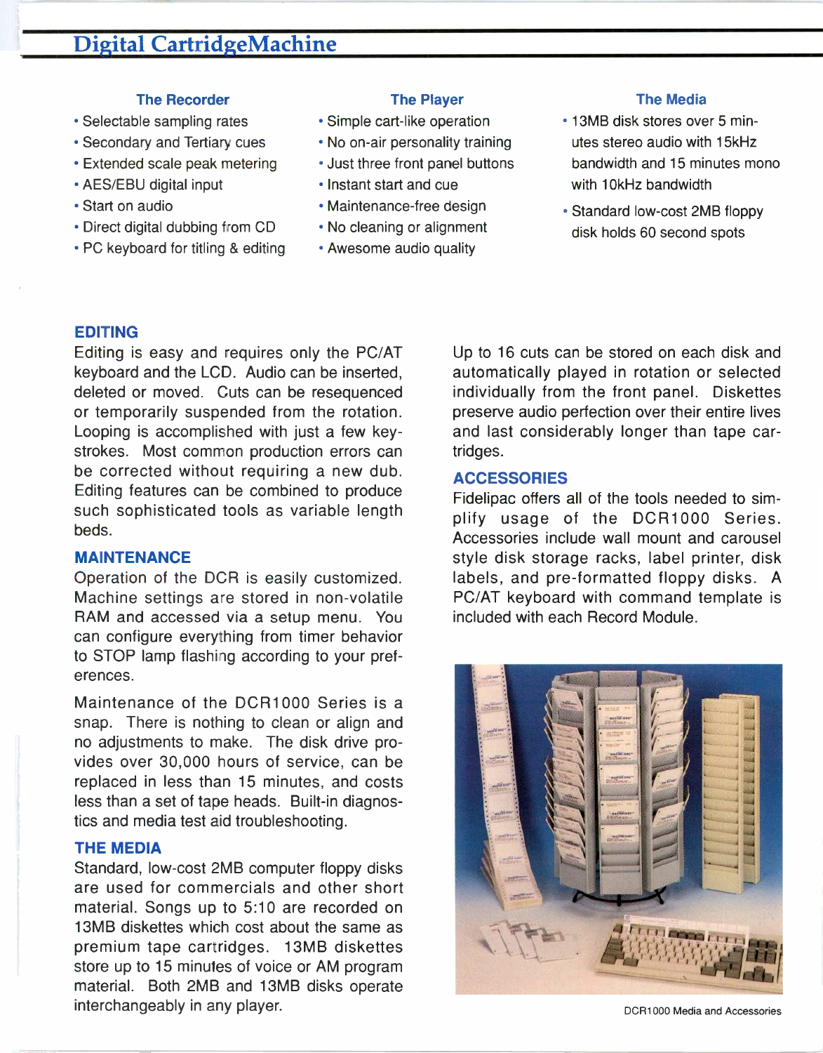# Digital CartridgeMachine

### The Recorder

- Selectable sampling rates
- Secondary and Tertiary cues
- Extended scale peak metering
- AES/EBU digital input
- Start on audio
- Direct digital dubbing from CD
- PC keyboard for titling & editing

### The Player

- Simple cart-like operation
- No on-air personality training
- Just three front panel buttons
- Instant start and cue
- Maintenance-free design
- No cleaning or alignment
- Awesome audio quality

### The Media

- 13MB disk stores over 5 minutes stereo audio with 15kHz bandwidth and 15 minutes mono with 10kHz bandwidth
- Standard low-cost 2MB floppy disk holds 60 second spots

## EDITING

Editing is easy and requires only the PC/AT keyboard and the LCD. Audio can be inserted, deleted or moved. Cuts can be resequenced or temporarily suspended from the rotation. Looping is accomplished with just a few keystrokes. Most common production errors can be corrected without requiring a new dub. Editing features can be combined to produce such sophisticated tools as variable length beds.

## MAINTENANCE

Operation of the DCR is easily customized. Machine settings are stored in non-volatile RAM and accessed via a setup menu. You can configure everything from timer behavior to STOP lamp flashing according to your preferences.

Maintenance of the DCR1000 Series is a snap. There is nothing to clean or align and no adjustments to make. The disk drive provides over 30,000 hours of service, can be replaced in less than 15 minutes, and costs less than a set of tape heads. Built-in diagnostics and media test aid troubleshooting.

## THE MEDIA

Standard, low-cost 2MB computer floppy disks are used for commercials and other short material. Songs up to 5:10 are recorded on 13MB diskettes which cost about the same as premium tape cartridges. 13MB diskettes store up to 15 minutes of voice or AM program material. Both 2MB and 13MB disks operate interchangeably in any player.

Up to 16 cuts can be stored on each disk and automatically played in rotation or selected individually from the front panel. Diskettes preserve audio perfection over their entire lives and last considerably longer than tape cartridges.

## ACCESSORIES

Fidelipac offers all of the tools needed to simplify usage of the DCR1000 Series. Accessories include wall mount and carousel style disk storage racks, label printer, disk labels, and pre-formatted floppy disks. A PC/AT keyboard with command template is included with each Record Module.

DCR1000 Media and Accessories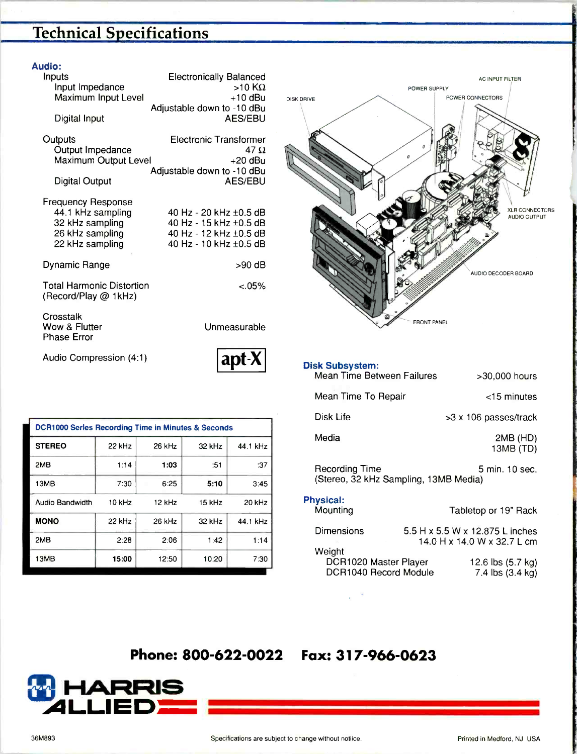# Technical Specifications

## Audio:

Inputs — Electronically Balanced
- Input Impedance — >10 KΩ
- Maximum Input Level — +10 dBu, Adjustable down to -10 dBu
- Digital Input — AES/EBU

Outputs — Electronic Transformer
- Output Impedance — 47 Ω
- Maximum Output Level — +20 dBu, Adjustable down to -10 dBu
- Digital Output — AES/EBU

Frequency Response
- 44.1 kHz sampling — 40 Hz - 20 kHz ±0.5 dB
- 32 kHz sampling — 40 Hz - 15 kHz ±0.5 dB
- 26 kHz sampling — 40 Hz - 12 kHz ±0.5 dB
- 22 kHz sampling — 40 Hz - 10 kHz ±0.5 dB

Dynamic Range — >90 dB

Total Harmonic Distortion (Record/Play @ 1kHz) — <.05%

Crosstalk, Wow & Flutter, Phase Error — Unmeasurable

Audio Compression (4:1) — apt-X

DISK DRIVE
POWER SUPPLY
AC INPUT FILTER
POWER CONNECTORS
XLR CONNECTORS AUDIO OUTPUT
AUDIO DECODER BOARD
FRONT PANEL

| DCR1000 Series Recording Time in Minutes & Seconds | | | | |
|---|---|---|---|---|
| **STEREO** | 22 kHz | 26 kHz | 32 kHz | 44.1 kHz |
| 2MB | 1:14 | **1:03** | :51 | :37 |
| 13MB | 7:30 | 6:25 | **5:10** | 3:45 |
| Audio Bandwidth | 10 kHz | 12 kHz | 15 kHz | 20 kHz |
| **MONO** | 22 kHz | 26 kHz | 32 kHz | 44.1 kHz |
| 2MB | 2:28 | 2:06 | 1:42 | 1:14 |
| 13MB | **15:00** | 12:50 | 10:20 | 7:30 |

## Disk Subsystem:

- Mean Time Between Failures — >30,000 hours
- Mean Time To Repair — <15 minutes
- Disk Life — >3 x 106 passes/track
- Media — 2MB (HD), 13MB (TD)
- Recording Time (Stereo, 32 kHz Sampling, 13MB Media) — 5 min. 10 sec.

## Physical:

- Mounting — Tabletop or 19" Rack
- Dimensions — 5.5 H x 5.5 W x 12.875 L inches; 14.0 H x 14.0 W x 32.7 L cm
- Weight
  - DCR1020 Master Player — 12.6 lbs (5.7 kg)
  - DCR1040 Record Module — 7.4 lbs (3.4 kg)

**Phone: 800-622-0022 Fax: 317-966-0623**

**HARRIS ALLIED**

36M893

Specifications are subject to change without notice.

Printed in Medford, NJ USA